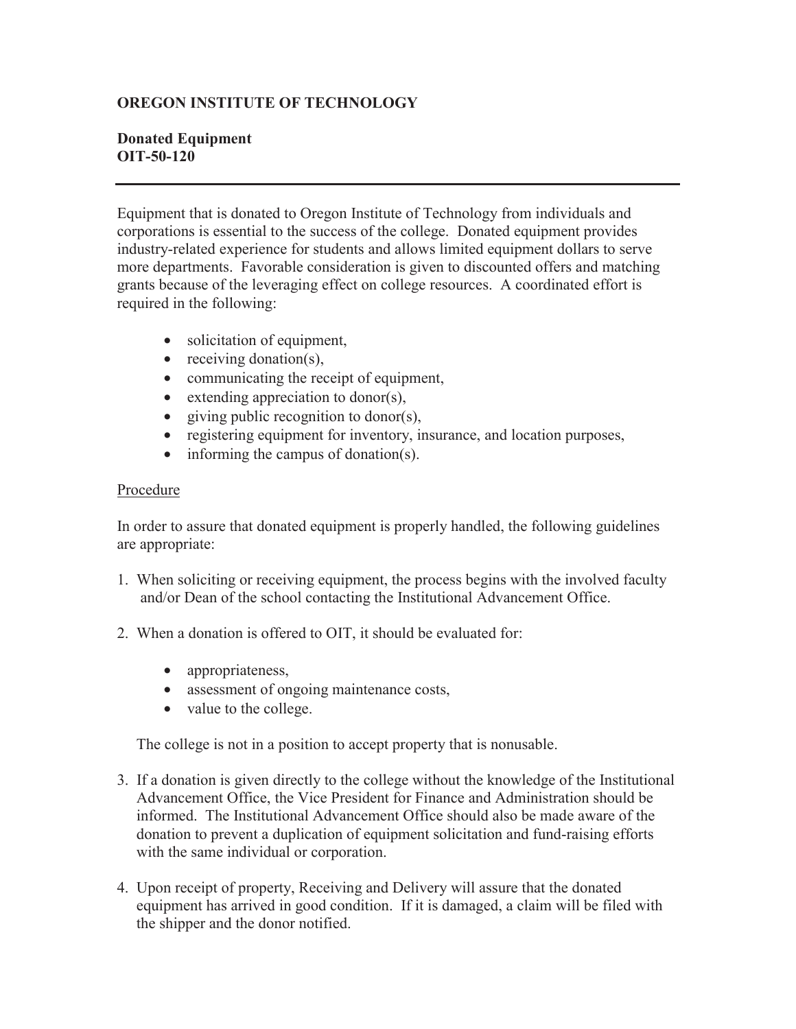**OREGON INSTITUTE OF TECHNOLOGY**

**Donated Equipment**
**OIT-50-120**

---

Equipment that is donated to Oregon Institute of Technology from individuals and corporations is essential to the success of the college. Donated equipment provides industry-related experience for students and allows limited equipment dollars to serve more departments. Favorable consideration is given to discounted offers and matching grants because of the leveraging effect on college resources. A coordinated effort is required in the following:

- solicitation of equipment,
- receiving donation(s),
- communicating the receipt of equipment,
- extending appreciation to donor(s),
- giving public recognition to donor(s),
- registering equipment for inventory, insurance, and location purposes,
- informing the campus of donation(s).

<u>Procedure</u>

In order to assure that donated equipment is properly handled, the following guidelines are appropriate:

1. When soliciting or receiving equipment, the process begins with the involved faculty and/or Dean of the school contacting the Institutional Advancement Office.

2. When a donation is offered to OIT, it should be evaluated for:

   - appropriateness,
   - assessment of ongoing maintenance costs,
   - value to the college.

   The college is not in a position to accept property that is nonusable.

3. If a donation is given directly to the college without the knowledge of the Institutional Advancement Office, the Vice President for Finance and Administration should be informed. The Institutional Advancement Office should also be made aware of the donation to prevent a duplication of equipment solicitation and fund-raising efforts with the same individual or corporation.

4. Upon receipt of property, Receiving and Delivery will assure that the donated equipment has arrived in good condition. If it is damaged, a claim will be filed with the shipper and the donor notified.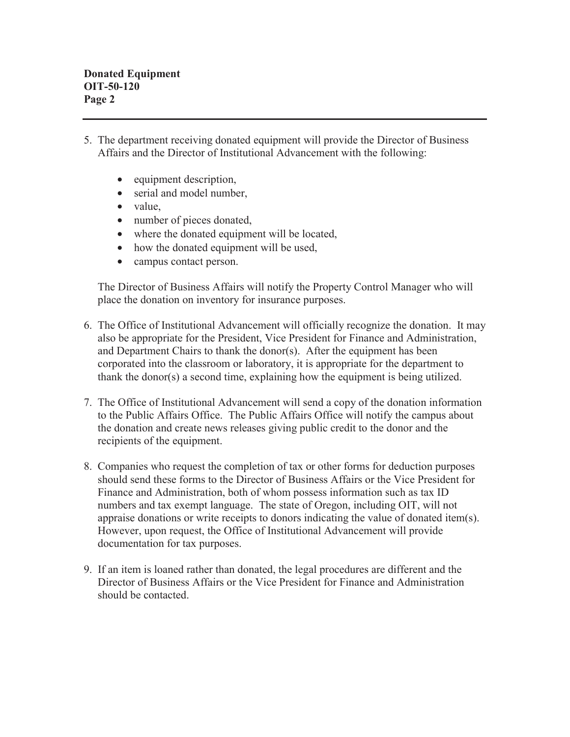5. The department receiving donated equipment will provide the Director of Business Affairs and the Director of Institutional Advancement with the following:

    - equipment description,
    - serial and model number,
    - value,
    - number of pieces donated,
    - where the donated equipment will be located,
    - how the donated equipment will be used,
    - campus contact person.

    The Director of Business Affairs will notify the Property Control Manager who will place the donation on inventory for insurance purposes.

6. The Office of Institutional Advancement will officially recognize the donation. It may also be appropriate for the President, Vice President for Finance and Administration, and Department Chairs to thank the donor(s). After the equipment has been corporated into the classroom or laboratory, it is appropriate for the department to thank the donor(s) a second time, explaining how the equipment is being utilized.

7. The Office of Institutional Advancement will send a copy of the donation information to the Public Affairs Office. The Public Affairs Office will notify the campus about the donation and create news releases giving public credit to the donor and the recipients of the equipment.

8. Companies who request the completion of tax or other forms for deduction purposes should send these forms to the Director of Business Affairs or the Vice President for Finance and Administration, both of whom possess information such as tax ID numbers and tax exempt language. The state of Oregon, including OIT, will not appraise donations or write receipts to donors indicating the value of donated item(s). However, upon request, the Office of Institutional Advancement will provide documentation for tax purposes.

9. If an item is loaned rather than donated, the legal procedures are different and the Director of Business Affairs or the Vice President for Finance and Administration should be contacted.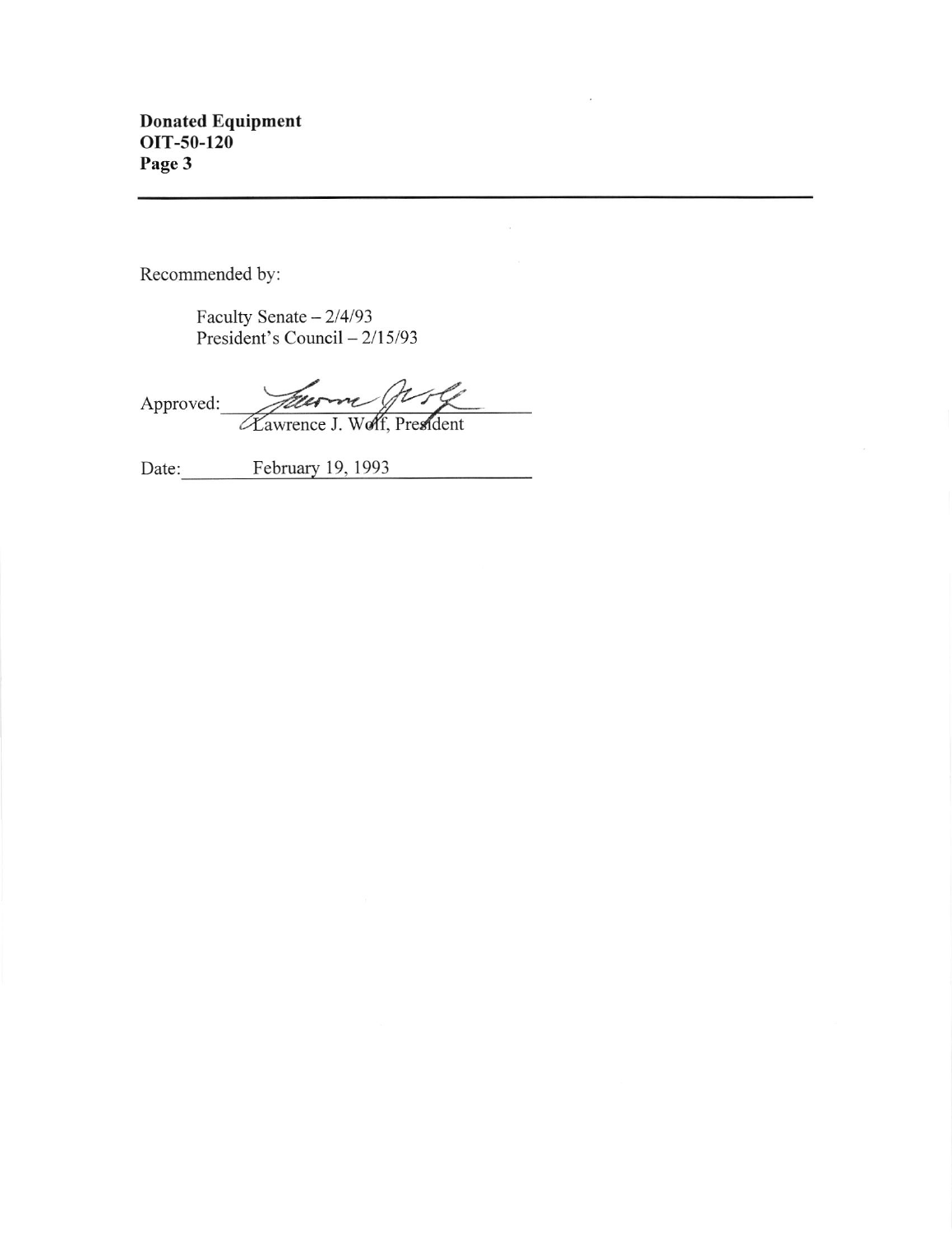Recommended by:

Faculty Senate – 2/4/93
President's Council – 2/15/93

Approved: Lawrence J. Wolf, President

Date: February 19, 1993